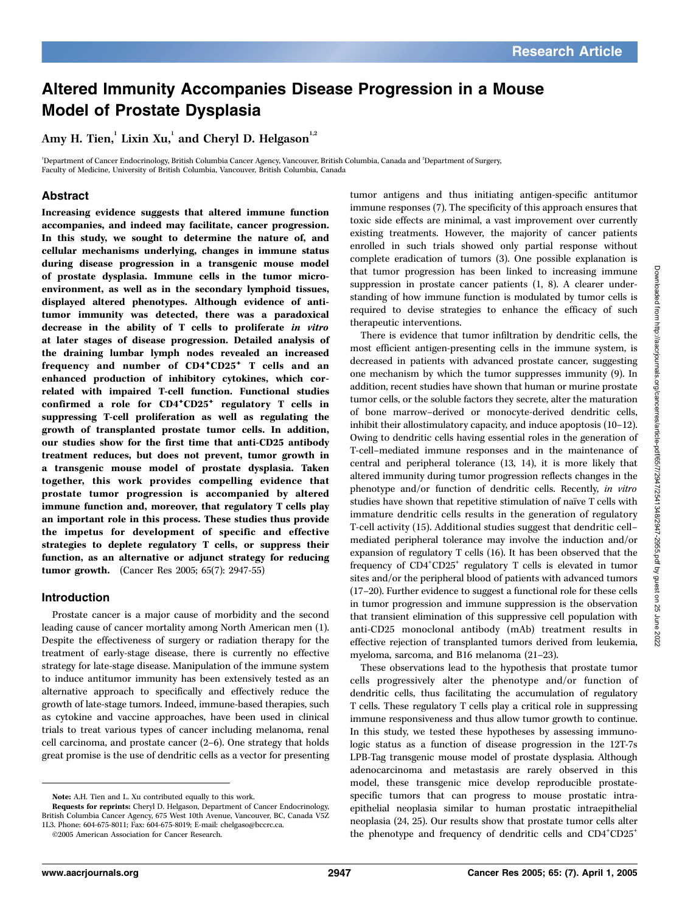# Altered Immunity Accompanies Disease Progression in a Mouse Model of Prostate Dysplasia

Amy H. Tien,[1] Lixin Xu,[1] and Cheryl D. Helgason[1,2]

[1]Department of Cancer Endocrinology, British Columbia Cancer Agency, Vancouver, British Columbia, Canada and [2]Department of Surgery, Faculty of Medicine, University of British Columbia, Vancouver, British Columbia, Canada

## Abstract

**Increasing evidence suggests that altered immune function accompanies, and indeed may facilitate, cancer progression. In this study, we sought to determine the nature of, and cellular mechanisms underlying, changes in immune status during disease progression in a transgenic mouse model of prostate dysplasia. Immune cells in the tumor microenvironment, as well as in the secondary lymphoid tissues, displayed altered phenotypes. Although evidence of antitumor immunity was detected, there was a paradoxical decrease in the ability of T cells to proliferate *in vitro* at later stages of disease progression. Detailed analysis of the draining lumbar lymph nodes revealed an increased frequency and number of CD4⁺CD25⁺ T cells and an enhanced production of inhibitory cytokines, which correlated with impaired T-cell function. Functional studies confirmed a role for CD4⁺CD25⁺ regulatory T cells in suppressing T-cell proliferation as well as regulating the growth of transplanted prostate tumor cells. In addition, our studies show for the first time that anti-CD25 antibody treatment reduces, but does not prevent, tumor growth in a transgenic mouse model of prostate dysplasia. Taken together, this work provides compelling evidence that prostate tumor progression is accompanied by altered immune function and, moreover, that regulatory T cells play an important role in this process. These studies thus provide the impetus for development of specific and effective strategies to deplete regulatory T cells, or suppress their function, as an alternative or adjunct strategy for reducing tumor growth.** (Cancer Res 2005; 65(7): 2947-55)

## Introduction

Prostate cancer is a major cause of morbidity and the second leading cause of cancer mortality among North American men (1). Despite the effectiveness of surgery or radiation therapy for the treatment of early-stage disease, there is currently no effective strategy for late-stage disease. Manipulation of the immune system to induce antitumor immunity has been extensively tested as an alternative approach to specifically and effectively reduce the growth of late-stage tumors. Indeed, immune-based therapies, such as cytokine and vaccine approaches, have been used in clinical trials to treat various types of cancer including melanoma, renal cell carcinoma, and prostate cancer (2–6). One strategy that holds great promise is the use of dendritic cells as a vector for presenting tumor antigens and thus initiating antigen-specific antitumor immune responses (7). The specificity of this approach ensures that toxic side effects are minimal, a vast improvement over currently existing treatments. However, the majority of cancer patients enrolled in such trials showed only partial response without complete eradication of tumors (3). One possible explanation is that tumor progression has been linked to increasing immune suppression in prostate cancer patients (1, 8). A clearer understanding of how immune function is modulated by tumor cells is required to devise strategies to enhance the efficacy of such therapeutic interventions.

There is evidence that tumor infiltration by dendritic cells, the most efficient antigen-presenting cells in the immune system, is decreased in patients with advanced prostate cancer, suggesting one mechanism by which the tumor suppresses immunity (9). In addition, recent studies have shown that human or murine prostate tumor cells, or the soluble factors they secrete, alter the maturation of bone marrow–derived or monocyte-derived dendritic cells, inhibit their allostimulatory capacity, and induce apoptosis (10–12). Owing to dendritic cells having essential roles in the generation of T-cell–mediated immune responses and in the maintenance of central and peripheral tolerance (13, 14), it is more likely that altered immunity during tumor progression reflects changes in the phenotype and/or function of dendritic cells. Recently, *in vitro* studies have shown that repetitive stimulation of naïve T cells with immature dendritic cells results in the generation of regulatory T-cell activity (15). Additional studies suggest that dendritic cell–mediated peripheral tolerance may involve the induction and/or expansion of regulatory T cells (16). It has been observed that the frequency of CD4⁺CD25⁺ regulatory T cells is elevated in tumor sites and/or the peripheral blood of patients with advanced tumors (17–20). Further evidence to suggest a functional role for these cells in tumor progression and immune suppression is the observation that transient elimination of this suppressive cell population with anti-CD25 monoclonal antibody (mAb) treatment results in effective rejection of transplanted tumors derived from leukemia, myeloma, sarcoma, and B16 melanoma (21–23).

These observations lead to the hypothesis that prostate tumor cells progressively alter the phenotype and/or function of dendritic cells, thus facilitating the accumulation of regulatory T cells. These regulatory T cells play a critical role in suppressing immune responsiveness and thus allow tumor growth to continue. In this study, we tested these hypotheses by assessing immunologic status as a function of disease progression in the 12T-7s LPB-Tag transgenic mouse model of prostate dysplasia. Although adenocarcinoma and metastasis are rarely observed in this model, these transgenic mice develop reproducible prostate-specific tumors that can progress to mouse prostatic intraepithelial neoplasia similar to human prostatic intraepithelial neoplasia (24, 25). Our results show that prostate tumor cells alter the phenotype and frequency of dendritic cells and CD4⁺CD25⁺

---

**Note:** A.H. Tien and L. Xu contributed equally to this work.

**Requests for reprints:** Cheryl D. Helgason, Department of Cancer Endocrinology, British Columbia Cancer Agency, 675 West 10th Avenue, Vancouver, BC, Canada V5Z 1L3. Phone: 604-675-8011; Fax: 604-675-8019; E-mail: chelgaso@bccrc.ca.

©2005 American Association for Cancer Research.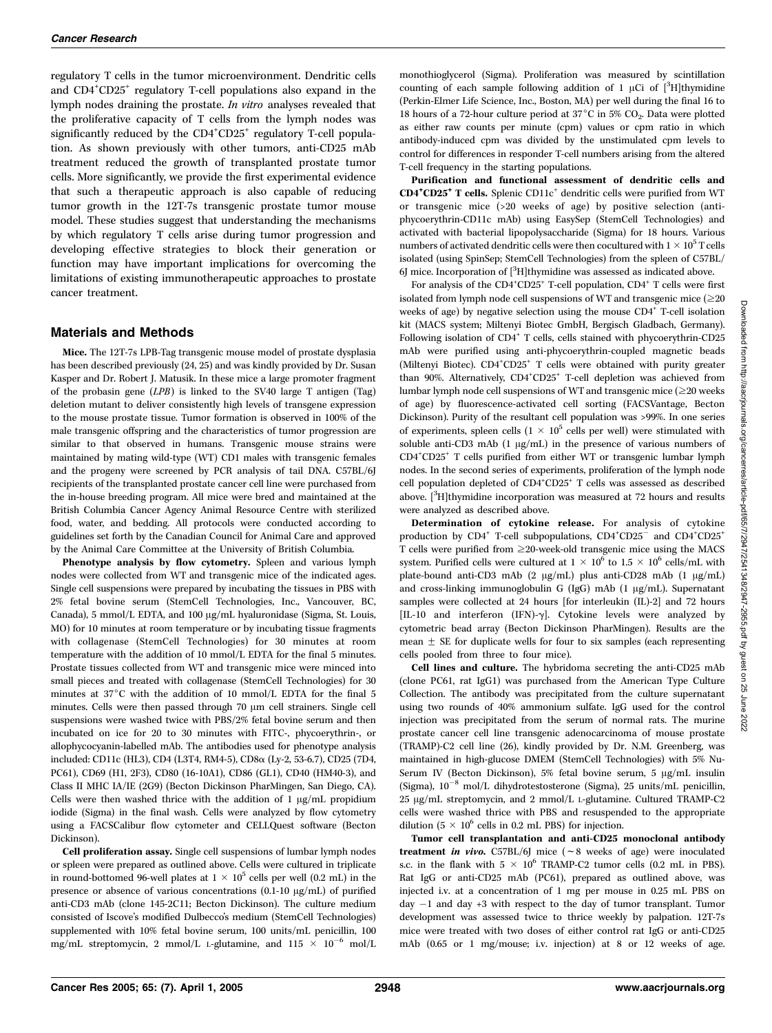regulatory T cells in the tumor microenvironment. Dendritic cells and $CD4^+CD25^+$ regulatory T-cell populations also expand in the lymph nodes draining the prostate. *In vitro* analyses revealed that the proliferative capacity of T cells from the lymph nodes was significantly reduced by the $CD4^+CD25^+$ regulatory T-cell population. As shown previously with other tumors, anti-CD25 mAb treatment reduced the growth of transplanted prostate tumor cells. More significantly, we provide the first experimental evidence that such a therapeutic approach is also capable of reducing tumor growth in the 12T-7s transgenic prostate tumor mouse model. These studies suggest that understanding the mechanisms by which regulatory T cells arise during tumor progression and developing effective strategies to block their generation or function may have important implications for overcoming the limitations of existing immunotherapeutic approaches to prostate cancer treatment.

## Materials and Methods

**Mice.** The 12T-7s LPB-Tag transgenic mouse model of prostate dysplasia has been described previously (24, 25) and was kindly provided by Dr. Susan Kasper and Dr. Robert J. Matusik. In these mice a large promoter fragment of the probasin gene (*LPB*) is linked to the SV40 large T antigen (Tag) deletion mutant to deliver consistently high levels of transgene expression to the mouse prostate tissue. Tumor formation is observed in 100% of the male transgenic offspring and the characteristics of tumor progression are similar to that observed in humans. Transgenic mouse strains were maintained by mating wild-type (WT) CD1 males with transgenic females and the progeny were screened by PCR analysis of tail DNA. C57BL/6J recipients of the transplanted prostate cancer cell line were purchased from the in-house breeding program. All mice were bred and maintained at the British Columbia Cancer Agency Animal Resource Centre with sterilized food, water, and bedding. All protocols were conducted according to guidelines set forth by the Canadian Council for Animal Care and approved by the Animal Care Committee at the University of British Columbia.

**Phenotype analysis by flow cytometry.** Spleen and various lymph nodes were collected from WT and transgenic mice of the indicated ages. Single cell suspensions were prepared by incubating the tissues in PBS with 2% fetal bovine serum (StemCell Technologies, Inc., Vancouver, BC, Canada), 5 mmol/L EDTA, and 100 μg/mL hyaluronidase (Sigma, St. Louis, MO) for 10 minutes at room temperature or by incubating tissue fragments with collagenase (StemCell Technologies) for 30 minutes at room temperature with the addition of 10 mmol/L EDTA for the final 5 minutes. Prostate tissues collected from WT and transgenic mice were minced into small pieces and treated with collagenase (StemCell Technologies) for 30 minutes at 37°C with the addition of 10 mmol/L EDTA for the final 5 minutes. Cells were then passed through 70 μm cell strainers. Single cell suspensions were washed twice with PBS/2% fetal bovine serum and then incubated on ice for 20 to 30 minutes with FITC-, phycoerythrin-, or allophycocyanin-labelled mAb. The antibodies used for phenotype analysis included: CD11c (HL3), CD4 (L3T4, RM4-5), CD8α (Ly-2, 53-6.7), CD25 (7D4, PC61), CD69 (H1, 2F3), CD80 (16-10A1), CD86 (GL1), CD40 (HM40-3), and Class II MHC IA/IE (2G9) (Becton Dickinson PharMingen, San Diego, CA). Cells were then washed thrice with the addition of 1 μg/mL propidium iodide (Sigma) in the final wash. Cells were analyzed by flow cytometry using a FACSCalibur flow cytometer and CELLQuest software (Becton Dickinson).

**Cell proliferation assay.** Single cell suspensions of lumbar lymph nodes or spleen were prepared as outlined above. Cells were cultured in triplicate in round-bottomed 96-well plates at $1 \times 10^5$ cells per well (0.2 mL) in the presence or absence of various concentrations (0.1-10 μg/mL) of purified anti-CD3 mAb (clone 145-2C11; Becton Dickinson). The culture medium consisted of Iscove's modified Dulbecco's medium (StemCell Technologies) supplemented with 10% fetal bovine serum, 100 units/mL penicillin, 100 mg/mL streptomycin, 2 mmol/L L-glutamine, and $115 \times 10^{-6}$ mol/L monothioglycerol (Sigma). Proliferation was measured by scintillation counting of each sample following addition of 1 μCi of [$^3$H]thymidine (Perkin-Elmer Life Science, Inc., Boston, MA) per well during the final 16 to 18 hours of a 72-hour culture period at 37°C in 5% $CO_2$. Data were plotted as either raw counts per minute (cpm) values or cpm ratio in which antibody-induced cpm was divided by the unstimulated cpm levels to control for differences in responder T-cell numbers arising from the altered T-cell frequency in the starting populations.

**Purification and functional assessment of dendritic cells and $CD4^+CD25^+$ T cells.** Splenic $CD11c^+$ dendritic cells were purified from WT or transgenic mice (>20 weeks of age) by positive selection (anti-phycoerythrin-CD11c mAb) using EasySep (StemCell Technologies) and activated with bacterial lipopolysaccharide (Sigma) for 18 hours. Various numbers of activated dendritic cells were then cocultured with $1 \times 10^5$ T cells isolated (using SpinSep; StemCell Technologies) from the spleen of C57BL/6J mice. Incorporation of [$^3$H]thymidine was assessed as indicated above.

For analysis of the $CD4^+CD25^+$ T-cell population, $CD4^+$ T cells were first isolated from lymph node cell suspensions of WT and transgenic mice (≥20 weeks of age) by negative selection using the mouse $CD4^+$ T-cell isolation kit (MACS system; Miltenyi Biotec GmbH, Bergisch Gladbach, Germany). Following isolation of $CD4^+$ T cells, cells stained with phycoerythrin-CD25 mAb were purified using anti-phycoerythrin-coupled magnetic beads (Miltenyi Biotec). $CD4^+CD25^+$ T cells were obtained with purity greater than 90%. Alternatively, $CD4^+CD25^+$ T-cell depletion was achieved from lumbar lymph node cell suspensions of WT and transgenic mice (≥20 weeks of age) by fluorescence-activated cell sorting (FACSVantage, Becton Dickinson). Purity of the resultant cell population was >99%. In one series of experiments, spleen cells ($1 \times 10^5$ cells per well) were stimulated with soluble anti-CD3 mAb (1 μg/mL) in the presence of various numbers of $CD4^+CD25^+$ T cells purified from either WT or transgenic lumbar lymph nodes. In the second series of experiments, proliferation of the lymph node cell population depleted of $CD4^+CD25^+$ T cells was assessed as described above. [$^3$H]thymidine incorporation was measured at 72 hours and results were analyzed as described above.

**Determination of cytokine release.** For analysis of cytokine production by $CD4^+$ T-cell subpopulations, $CD4^+CD25^-$ and $CD4^+CD25^+$ T cells were purified from ≥20-week-old transgenic mice using the MACS system. Purified cells were cultured at $1 \times 10^6$ to $1.5 \times 10^6$ cells/mL with plate-bound anti-CD3 mAb (2 μg/mL) plus anti-CD28 mAb (1 μg/mL) and cross-linking immunoglobulin G (IgG) mAb (1 μg/mL). Supernatant samples were collected at 24 hours [for interleukin (IL)-2] and 72 hours [IL-10 and interferon (IFN)-γ]. Cytokine levels were analyzed by cytometric bead array (Becton Dickinson PharMingen). Results are the mean ± SE for duplicate wells for four to six samples (each representing cells pooled from three to four mice).

**Cell lines and culture.** The hybridoma secreting the anti-CD25 mAb (clone PC61, rat IgG1) was purchased from the American Type Culture Collection. The antibody was precipitated from the culture supernatant using two rounds of 40% ammonium sulfate. IgG used for the control injection was precipitated from the serum of normal rats. The murine prostate cancer cell line transgenic adenocarcinoma of mouse prostate (TRAMP)-C2 cell line (26), kindly provided by Dr. N.M. Greenberg, was maintained in high-glucose DMEM (StemCell Technologies) with 5% Nu-Serum IV (Becton Dickinson), 5% fetal bovine serum, 5 μg/mL insulin (Sigma), $10^{-8}$ mol/L dihydrotestosterone (Sigma), 25 units/mL penicillin, 25 μg/mL streptomycin, and 2 mmol/L L-glutamine. Cultured TRAMP-C2 cells were washed thrice with PBS and resuspended to the appropriate dilution ($5 \times 10^6$ cells in 0.2 mL PBS) for injection.

**Tumor cell transplantation and anti-CD25 monoclonal antibody treatment *in vivo*.** C57BL/6J mice (~8 weeks of age) were inoculated s.c. in the flank with $5 \times 10^6$ TRAMP-C2 tumor cells (0.2 mL in PBS). Rat IgG or anti-CD25 mAb (PC61), prepared as outlined above, was injected i.v. at a concentration of 1 mg per mouse in 0.25 mL PBS on day −1 and day +3 with respect to the day of tumor transplant. Tumor development was assessed twice to thrice weekly by palpation. 12T-7s mice were treated with two doses of either control rat IgG or anti-CD25 mAb (0.65 or 1 mg/mouse; i.v. injection) at 8 or 12 weeks of age.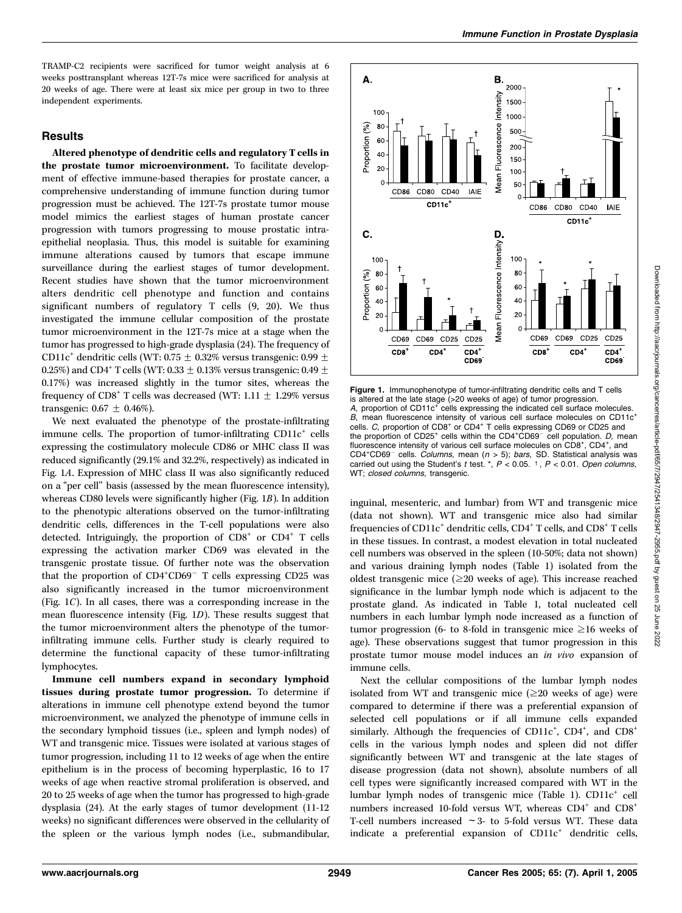TRAMP-C2 recipients were sacrificed for tumor weight analysis at 6 weeks posttransplant whereas 12T-7s mice were sacrificed for analysis at 20 weeks of age. There were at least six mice per group in two to three independent experiments.

## Results

**Altered phenotype of dendritic cells and regulatory T cells in the prostate tumor microenvironment.** To facilitate development of effective immune-based therapies for prostate cancer, a comprehensive understanding of immune function during tumor progression must be achieved. The 12T-7s prostate tumor mouse model mimics the earliest stages of human prostate cancer progression with tumors progressing to mouse prostatic intraepithelial neoplasia. Thus, this model is suitable for examining immune alterations caused by tumors that escape immune surveillance during the earliest stages of tumor development. Recent studies have shown that the tumor microenvironment alters dendritic cell phenotype and function and contains significant numbers of regulatory T cells (9, 20). We thus investigated the immune cellular composition of the prostate tumor microenvironment in the 12T-7s mice at a stage when the tumor has progressed to high-grade dysplasia (24). The frequency of CD11c$^+$ dendritic cells (WT: 0.75 $\pm$ 0.32% versus transgenic: 0.99 $\pm$ 0.25%) and CD4$^+$ T cells (WT: 0.33 $\pm$ 0.13% versus transgenic: 0.49 $\pm$ 0.17%) was increased slightly in the tumor sites, whereas the frequency of CD8$^+$ T cells was decreased (WT: 1.11 $\pm$ 1.29% versus transgenic: 0.67 $\pm$ 0.46%).

We next evaluated the phenotype of the prostate-infiltrating immune cells. The proportion of tumor-infiltrating CD11c$^+$ cells expressing the costimulatory molecule CD86 or MHC class II was reduced significantly (29.1% and 32.2%, respectively) as indicated in Fig. 1*A*. Expression of MHC class II was also significantly reduced on a "per cell" basis (assessed by the mean fluorescence intensity), whereas CD80 levels were significantly higher (Fig. 1*B*). In addition to the phenotypic alterations observed on the tumor-infiltrating dendritic cells, differences in the T-cell populations were also detected. Intriguingly, the proportion of CD8$^+$ or CD4$^+$ T cells expressing the activation marker CD69 was elevated in the transgenic prostate tissue. Of further note was the observation that the proportion of CD4$^+$CD69$^-$ T cells expressing CD25 was also significantly increased in the tumor microenvironment (Fig. 1*C*). In all cases, there was a corresponding increase in the mean fluorescence intensity (Fig. 1*D*). These results suggest that the tumor microenvironment alters the phenotype of the tumor-infiltrating immune cells. Further study is clearly required to determine the functional capacity of these tumor-infiltrating lymphocytes.

**Immune cell numbers expand in secondary lymphoid tissues during prostate tumor progression.** To determine if alterations in immune cell phenotype extend beyond the tumor microenvironment, we analyzed the phenotype of immune cells in the secondary lymphoid tissues (i.e., spleen and lymph nodes) of WT and transgenic mice. Tissues were isolated at various stages of tumor progression, including 11 to 12 weeks of age when the entire epithelium is in the process of becoming hyperplastic, 16 to 17 weeks of age when reactive stromal proliferation is observed, and 20 to 25 weeks of age when the tumor has progressed to high-grade dysplasia (24). At the early stages of tumor development (11-12 weeks) no significant differences were observed in the cellularity of the spleen or the various lymph nodes (i.e., submandibular, inguinal, mesenteric, and lumbar) from WT and transgenic mice (data not shown). WT and transgenic mice also had similar frequencies of CD11c$^+$ dendritic cells, CD4$^+$ T cells, and CD8$^+$ T cells in these tissues. In contrast, a modest elevation in total nucleated cell numbers was observed in the spleen (10-50%; data not shown) and various draining lymph nodes (Table 1) isolated from the oldest transgenic mice ($\geq$20 weeks of age). This increase reached significance in the lumbar lymph node which is adjacent to the prostate gland. As indicated in Table 1, total nucleated cell numbers in each lumbar lymph node increased as a function of tumor progression (6- to 8-fold in transgenic mice $\geq$16 weeks of age). These observations suggest that tumor progression in this prostate tumor mouse model induces an *in vivo* expansion of immune cells.

**Figure 1.** Immunophenotype of tumor-infiltrating dendritic cells and T cells is altered at the late stage (>20 weeks of age) of tumor progression. *A,* proportion of CD11c$^+$ cells expressing the indicated cell surface molecules. *B,* mean fluorescence intensity of various cell surface molecules on CD11c$^+$ cells. *C,* proportion of CD8$^+$ or CD4$^+$ T cells expressing CD69 or CD25 and the proportion of CD25$^+$ cells within the CD4$^+$CD69$^-$ cell population. *D,* mean fluorescence intensity of various cell surface molecules on CD8$^+$, CD4$^+$, and CD4$^+$CD69$^-$ cells. *Columns,* mean ($n$ > 5); *bars,* SD. Statistical analysis was carried out using the Student's $t$ test. *, $P < 0.05$. †, $P < 0.01$. *Open columns,* WT; *closed columns,* transgenic.

Next the cellular compositions of the lumbar lymph nodes isolated from WT and transgenic mice ($\geq$20 weeks of age) were compared to determine if there was a preferential expansion of selected cell populations or if all immune cells expanded similarly. Although the frequencies of CD11c$^+$, CD4$^+$, and CD8$^+$ cells in the various lymph nodes and spleen did not differ significantly between WT and transgenic at the late stages of disease progression (data not shown), absolute numbers of all cell types were significantly increased compared with WT in the lumbar lymph nodes of transgenic mice (Table 1). CD11c$^+$ cell numbers increased 10-fold versus WT, whereas CD4$^+$ and CD8$^+$ T-cell numbers increased ~3- to 5-fold versus WT. These data indicate a preferential expansion of CD11c$^+$ dendritic cells,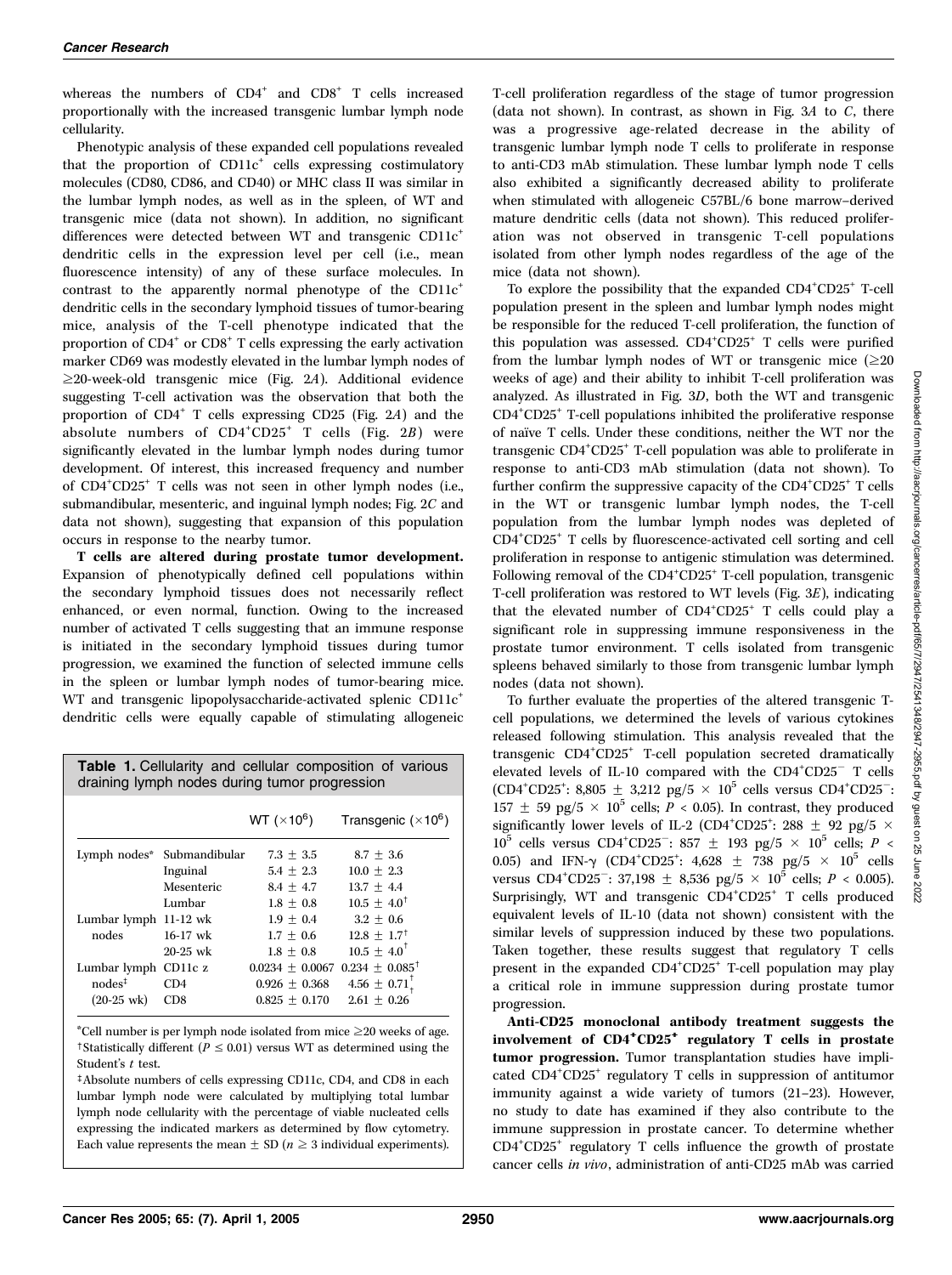whereas the numbers of $CD4^+$ and $CD8^+$ T cells increased proportionally with the increased transgenic lumbar lymph node cellularity.

Phenotypic analysis of these expanded cell populations revealed that the proportion of $CD11c^+$ cells expressing costimulatory molecules (CD80, CD86, and CD40) or MHC class II was similar in the lumbar lymph nodes, as well as in the spleen, of WT and transgenic mice (data not shown). In addition, no significant differences were detected between WT and transgenic $CD11c^+$ dendritic cells in the expression level per cell (i.e., mean fluorescence intensity) of any of these surface molecules. In contrast to the apparently normal phenotype of the $CD11c^+$ dendritic cells in the secondary lymphoid tissues of tumor-bearing mice, analysis of the T-cell phenotype indicated that the proportion of $CD4^+$ or $CD8^+$ T cells expressing the early activation marker CD69 was modestly elevated in the lumbar lymph nodes of ≥20-week-old transgenic mice (Fig. 2*A*). Additional evidence suggesting T-cell activation was the observation that both the proportion of $CD4^+$ T cells expressing CD25 (Fig. 2*A*) and the absolute numbers of $CD4^+CD25^+$ T cells (Fig. 2*B*) were significantly elevated in the lumbar lymph nodes during tumor development. Of interest, this increased frequency and number of $CD4^+CD25^+$ T cells was not seen in other lymph nodes (i.e., submandibular, mesenteric, and inguinal lymph nodes; Fig. 2*C* and data not shown), suggesting that expansion of this population occurs in response to the nearby tumor.

**T cells are altered during prostate tumor development.** Expansion of phenotypically defined cell populations within the secondary lymphoid tissues does not necessarily reflect enhanced, or even normal, function. Owing to the increased number of activated T cells suggesting that an immune response is initiated in the secondary lymphoid tissues during tumor progression, we examined the function of selected immune cells in the spleen or lumbar lymph nodes of tumor-bearing mice. WT and transgenic lipopolysaccharide-activated splenic $CD11c^+$ dendritic cells were equally capable of stimulating allogeneic T-cell proliferation regardless of the stage of tumor progression (data not shown). In contrast, as shown in Fig. 3*A* to *C*, there was a progressive age-related decrease in the ability of transgenic lumbar lymph node T cells to proliferate in response to anti-CD3 mAb stimulation. These lumbar lymph node T cells also exhibited a significantly decreased ability to proliferate when stimulated with allogeneic C57BL/6 bone marrow–derived mature dendritic cells (data not shown). This reduced proliferation was not observed in transgenic T-cell populations isolated from other lymph nodes regardless of the age of the mice (data not shown).

To explore the possibility that the expanded $CD4^+CD25^+$ T-cell population present in the spleen and lumbar lymph nodes might be responsible for the reduced T-cell proliferation, the function of this population was assessed. $CD4^+CD25^+$ T cells were purified from the lumbar lymph nodes of WT or transgenic mice (≥20 weeks of age) and their ability to inhibit T-cell proliferation was analyzed. As illustrated in Fig. 3*D*, both the WT and transgenic $CD4^+CD25^+$ T-cell populations inhibited the proliferative response of naïve T cells. Under these conditions, neither the WT nor the transgenic $CD4^+CD25^+$ T-cell population was able to proliferate in response to anti-CD3 mAb stimulation (data not shown). To further confirm the suppressive capacity of the $CD4^+CD25^+$ T cells in the WT or transgenic lumbar lymph nodes, the T-cell population from the lumbar lymph nodes was depleted of $CD4^+CD25^+$ T cells by fluorescence-activated cell sorting and cell proliferation in response to antigenic stimulation was determined. Following removal of the $CD4^+CD25^+$ T-cell population, transgenic T-cell proliferation was restored to WT levels (Fig. 3*E*), indicating that the elevated number of $CD4^+CD25^+$ T cells could play a significant role in suppressing immune responsiveness in the prostate tumor environment. T cells isolated from transgenic spleens behaved similarly to those from transgenic lumbar lymph nodes (data not shown).

To further evaluate the properties of the altered transgenic T-cell populations, we determined the levels of various cytokines released following stimulation. This analysis revealed that the transgenic $CD4^+CD25^+$ T-cell population secreted dramatically elevated levels of IL-10 compared with the $CD4^+CD25^-$ T cells ($CD4^+CD25^+$: 8,805 ± 3,212 pg/5 × $10^5$ cells versus $CD4^+CD25^-$: 157 ± 59 pg/5 × $10^5$ cells; $P < 0.05$). In contrast, they produced significantly lower levels of IL-2 ($CD4^+CD25^+$: 288 ± 92 pg/5 × $10^5$ cells versus $CD4^+CD25^-$: 857 ± 193 pg/5 × $10^5$ cells; $P < 0.05$) and IFN-γ ($CD4^+CD25^+$: 4,628 ± 738 pg/5 × $10^5$ cells versus $CD4^+CD25^-$: 37,198 ± 8,536 pg/5 × $10^5$ cells; $P < 0.005$). Surprisingly, WT and transgenic $CD4^+CD25^+$ T cells produced equivalent levels of IL-10 (data not shown) consistent with the similar levels of suppression induced by these two populations. Taken together, these results suggest that regulatory T cells present in the expanded $CD4^+CD25^+$ T-cell population may play a critical role in immune suppression during prostate tumor progression.

**Anti-CD25 monoclonal antibody treatment suggests the involvement of $CD4^+CD25^+$ regulatory T cells in prostate tumor progression.** Tumor transplantation studies have implicated $CD4^+CD25^+$ regulatory T cells in suppression of antitumor immunity against a wide variety of tumors (21–23). However, no study to date has examined if they also contribute to the immune suppression in prostate cancer. To determine whether $CD4^+CD25^+$ regulatory T cells influence the growth of prostate cancer cells *in vivo*, administration of anti-CD25 mAb was carried

**Table 1.** Cellularity and cellular composition of various draining lymph nodes during tumor progression

| | | WT (×$10^6$) | Transgenic (×$10^6$) |
|---|---|---|---|
| Lymph nodes* | Submandibular | 7.3 ± 3.5 | 8.7 ± 3.6 |
| | Inguinal | 5.4 ± 2.3 | 10.0 ± 2.3 |
| | Mesenteric | 8.4 ± 4.7 | 13.7 ± 4.4 |
| | Lumbar | 1.8 ± 0.8 | 10.5 ± 4.0[†] |
| Lumbar lymph nodes | 11-12 wk | 1.9 ± 0.4 | 3.2 ± 0.6 |
| | 16-17 wk | 1.7 ± 0.6 | 12.8 ± 1.7[†] |
| | 20-25 wk | 1.8 ± 0.8 | 10.5 ± 4.0[†] |
| Lumbar lymph nodes[‡] (20-25 wk) | CD11c z | 0.0234 ± 0.0067 | 0.234 ± 0.085[†] |
| | CD4 | 0.926 ± 0.368 | 4.56 ± 0.71[†] |
| | CD8 | 0.825 ± 0.170 | 2.61 ± 0.26[†] |

*Cell number is per lymph node isolated from mice ≥20 weeks of age.
†Statistically different ($P \leq 0.01$) versus WT as determined using the Student's *t* test.
‡Absolute numbers of cells expressing CD11c, CD4, and CD8 in each lumbar lymph node were calculated by multiplying total lumbar lymph node cellularity with the percentage of viable nucleated cells expressing the indicated markers as determined by flow cytometry. Each value represents the mean ± SD ($n \geq 3$ individual experiments).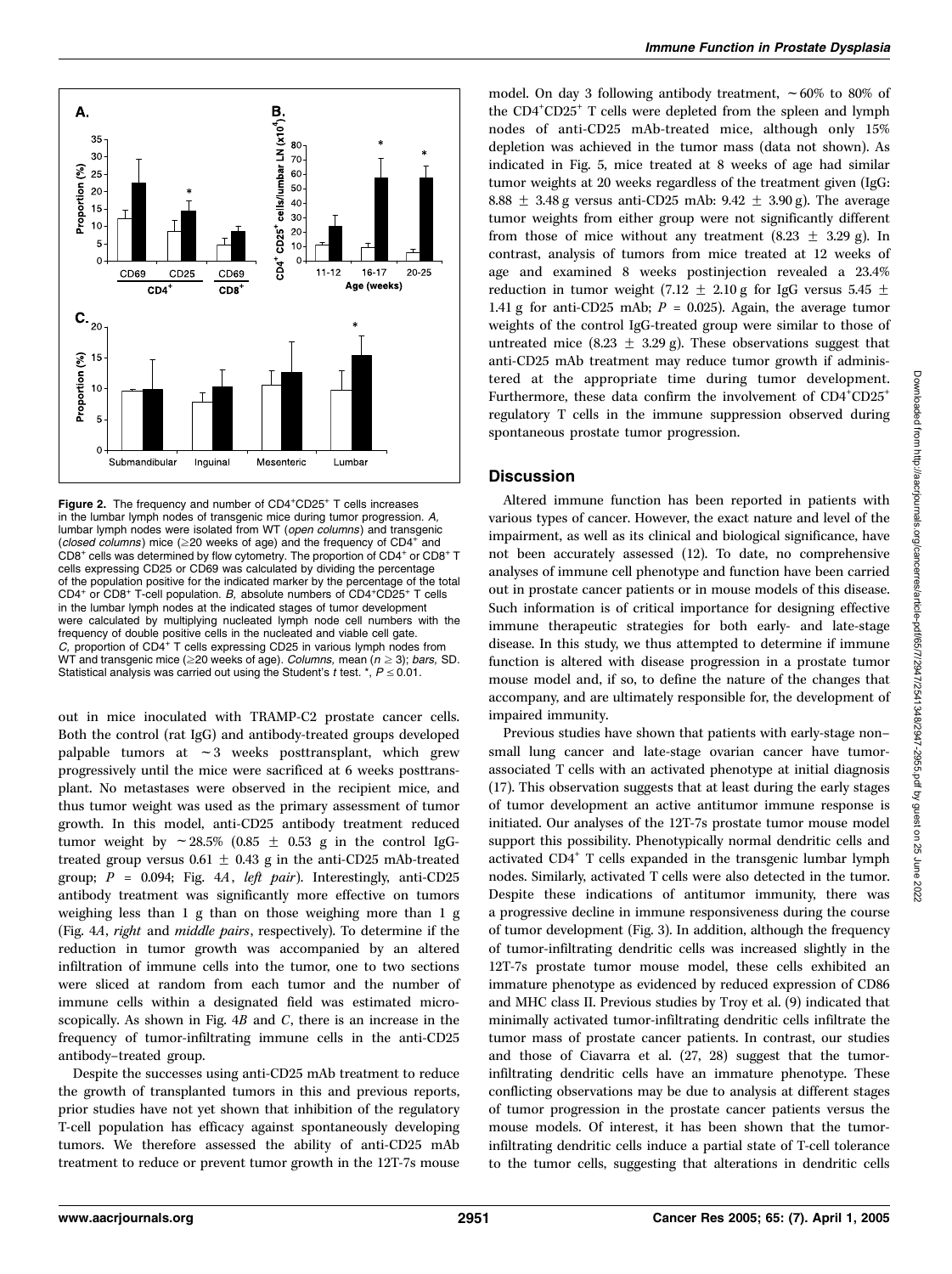**Figure 2.** The frequency and number of $CD4^+CD25^+$ T cells increases in the lumbar lymph nodes of transgenic mice during tumor progression. *A,* lumbar lymph nodes were isolated from WT (*open columns*) and transgenic (*closed columns*) mice (≥20 weeks of age) and the frequency of $CD4^+$ and $CD8^+$ cells was determined by flow cytometry. The proportion of $CD4^+$ or $CD8^+$ T cells expressing CD25 or CD69 was calculated by dividing the percentage of the population positive for the indicated marker by the percentage of the total $CD4^+$ or $CD8^+$ T-cell population. *B,* absolute numbers of $CD4^+CD25^+$ T cells in the lumbar lymph nodes at the indicated stages of tumor development were calculated by multiplying nucleated lymph node cell numbers with the frequency of double positive cells in the nucleated and viable cell gate. *C,* proportion of $CD4^+$ T cells expressing CD25 in various lymph nodes from WT and transgenic mice (≥20 weeks of age). *Columns,* mean ($n \geq 3$); *bars,* SD. Statistical analysis was carried out using the Student's *t* test. *, $P \leq 0.01$.

out in mice inoculated with TRAMP-C2 prostate cancer cells. Both the control (rat IgG) and antibody-treated groups developed palpable tumors at ~3 weeks posttransplant, which grew progressively until the mice were sacrificed at 6 weeks posttransplant. No metastases were observed in the recipient mice, and thus tumor weight was used as the primary assessment of tumor growth. In this model, anti-CD25 antibody treatment reduced tumor weight by ~28.5% (0.85 ± 0.53 g in the control IgG-treated group versus 0.61 ± 0.43 g in the anti-CD25 mAb-treated group; $P = 0.094$; Fig. 4*A*, *left pair*). Interestingly, anti-CD25 antibody treatment was significantly more effective on tumors weighing less than 1 g than on those weighing more than 1 g (Fig. 4*A*, *right* and *middle pairs*, respectively). To determine if the reduction in tumor growth was accompanied by an altered infiltration of immune cells into the tumor, one to two sections were sliced at random from each tumor and the number of immune cells within a designated field was estimated microscopically. As shown in Fig. 4*B* and *C*, there is an increase in the frequency of tumor-infiltrating immune cells in the anti-CD25 antibody–treated group.

Despite the successes using anti-CD25 mAb treatment to reduce the growth of transplanted tumors in this and previous reports, prior studies have not yet shown that inhibition of the regulatory T-cell population has efficacy against spontaneously developing tumors. We therefore assessed the ability of anti-CD25 mAb treatment to reduce or prevent tumor growth in the 12T-7s mouse model. On day 3 following antibody treatment, ~60% to 80% of the $CD4^+CD25^+$ T cells were depleted from the spleen and lymph nodes of anti-CD25 mAb-treated mice, although only 15% depletion was achieved in the tumor mass (data not shown). As indicated in Fig. 5, mice treated at 8 weeks of age had similar tumor weights at 20 weeks regardless of the treatment given (IgG: 8.88 ± 3.48 g versus anti-CD25 mAb: 9.42 ± 3.90 g). The average tumor weights from either group were not significantly different from those of mice without any treatment (8.23 ± 3.29 g). In contrast, analysis of tumors from mice treated at 12 weeks of age and examined 8 weeks postinjection revealed a 23.4% reduction in tumor weight (7.12 ± 2.10 g for IgG versus 5.45 ± 1.41 g for anti-CD25 mAb; $P = 0.025$). Again, the average tumor weights of the control IgG-treated group were similar to those of untreated mice (8.23 ± 3.29 g). These observations suggest that anti-CD25 mAb treatment may reduce tumor growth if administered at the appropriate time during tumor development. Furthermore, these data confirm the involvement of $CD4^+CD25^+$ regulatory T cells in the immune suppression observed during spontaneous prostate tumor progression.

## Discussion

Altered immune function has been reported in patients with various types of cancer. However, the exact nature and level of the impairment, as well as its clinical and biological significance, have not been accurately assessed (12). To date, no comprehensive analyses of immune cell phenotype and function have been carried out in prostate cancer patients or in mouse models of this disease. Such information is of critical importance for designing effective immune therapeutic strategies for both early- and late-stage disease. In this study, we thus attempted to determine if immune function is altered with disease progression in a prostate tumor mouse model and, if so, to define the nature of the changes that accompany, and are ultimately responsible for, the development of impaired immunity.

Previous studies have shown that patients with early-stage non–small lung cancer and late-stage ovarian cancer have tumor-associated T cells with an activated phenotype at initial diagnosis (17). This observation suggests that at least during the early stages of tumor development an active antitumor immune response is initiated. Our analyses of the 12T-7s prostate tumor mouse model support this possibility. Phenotypically normal dendritic cells and activated $CD4^+$ T cells expanded in the transgenic lumbar lymph nodes. Similarly, activated T cells were also detected in the tumor. Despite these indications of antitumor immunity, there was a progressive decline in immune responsiveness during the course of tumor development (Fig. 3). In addition, although the frequency of tumor-infiltrating dendritic cells was increased slightly in the 12T-7s prostate tumor mouse model, these cells exhibited an immature phenotype as evidenced by reduced expression of CD86 and MHC class II. Previous studies by Troy et al. (9) indicated that minimally activated tumor-infiltrating dendritic cells infiltrate the tumor mass of prostate cancer patients. In contrast, our studies and those of Ciavarra et al. (27, 28) suggest that the tumor-infiltrating dendritic cells have an immature phenotype. These conflicting observations may be due to analysis at different stages of tumor progression in the prostate cancer patients versus the mouse models. Of interest, it has been shown that the tumor-infiltrating dendritic cells induce a partial state of T-cell tolerance to the tumor cells, suggesting that alterations in dendritic cells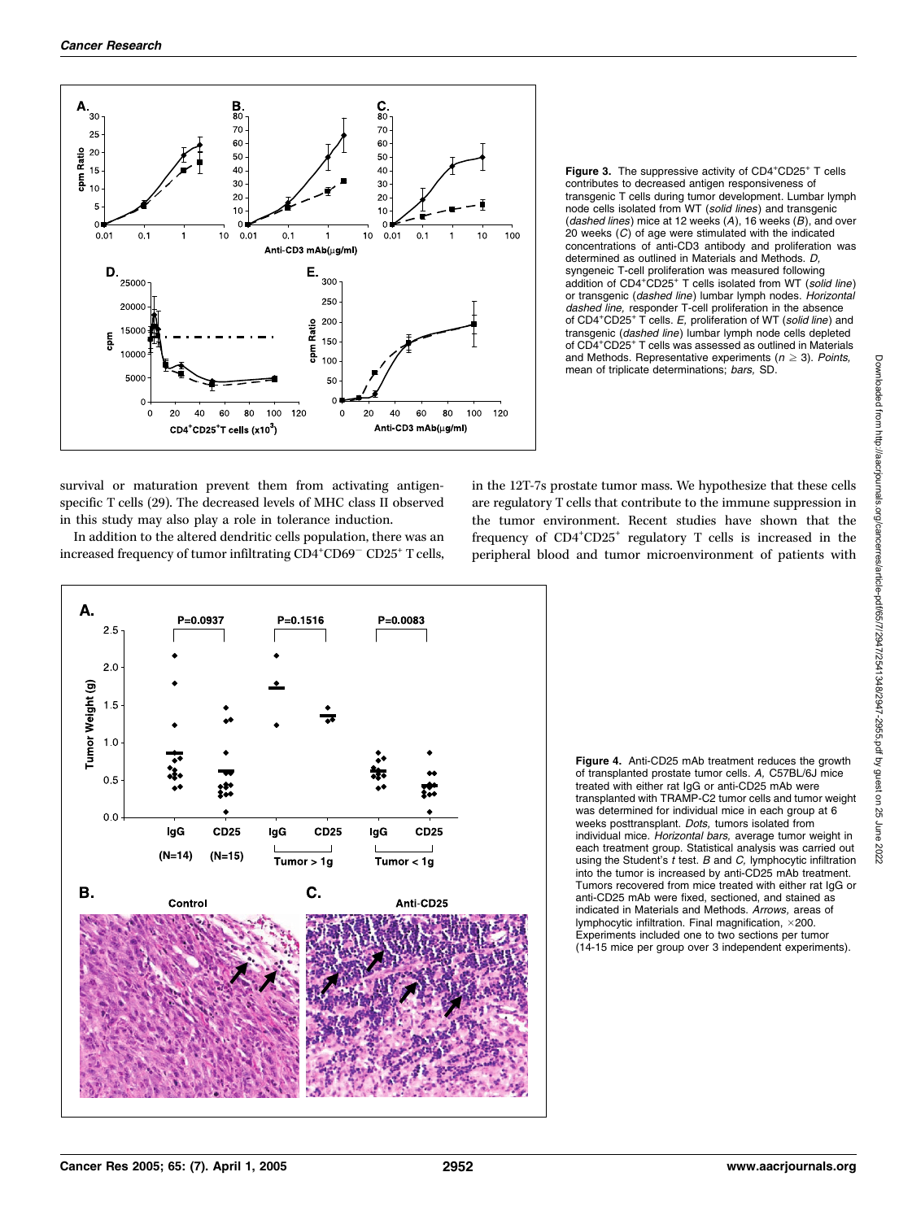**Figure 3.** The suppressive activity of CD4$^+$CD25$^+$ T cells contributes to decreased antigen responsiveness of transgenic T cells during tumor development. Lumbar lymph node cells isolated from WT (*solid lines*) and transgenic (*dashed lines*) mice at 12 weeks (*A*), 16 weeks (*B*), and over 20 weeks (*C*) of age were stimulated with the indicated concentrations of anti-CD3 antibody and proliferation was determined as outlined in Materials and Methods. *D,* syngeneic T-cell proliferation was measured following addition of CD4$^+$CD25$^+$ T cells isolated from WT (*solid line*) or transgenic (*dashed line*) lumbar lymph nodes. *Horizontal dashed line,* responder T-cell proliferation in the absence of CD4$^+$CD25$^+$ T cells. *E,* proliferation of WT (*solid line*) and transgenic (*dashed line*) lumbar lymph node cells depleted of CD4$^+$CD25$^+$ T cells was assessed as outlined in Materials and Methods. Representative experiments ($n \geq 3$). *Points,* mean of triplicate determinations; *bars,* SD.

survival or maturation prevent them from activating antigen-specific T cells (29). The decreased levels of MHC class II observed in this study may also play a role in tolerance induction.

In addition to the altered dendritic cells population, there was an increased frequency of tumor infiltrating CD4$^+$CD69$^-$ CD25$^+$ T cells, in the 12T-7s prostate tumor mass. We hypothesize that these cells are regulatory T cells that contribute to the immune suppression in the tumor environment. Recent studies have shown that the frequency of CD4$^+$CD25$^+$ regulatory T cells is increased in the peripheral blood and tumor microenvironment of patients with

**Figure 4.** Anti-CD25 mAb treatment reduces the growth of transplanted prostate tumor cells. *A,* C57BL/6J mice treated with either rat IgG or anti-CD25 mAb were transplanted with TRAMP-C2 tumor cells and tumor weight was determined for individual mice in each group at 6 weeks posttransplant. *Dots,* tumors isolated from individual mice. *Horizontal bars,* average tumor weight in each treatment group. Statistical analysis was carried out using the Student's *t* test. *B* and *C,* lymphocytic infiltration into the tumor is increased by anti-CD25 mAb treatment. Tumors recovered from mice treated with either rat IgG or anti-CD25 mAb were fixed, sectioned, and stained as indicated in Materials and Methods. *Arrows,* areas of lymphocytic infiltration. Final magnification, ×200. Experiments included one to two sections per tumor (14-15 mice per group over 3 independent experiments).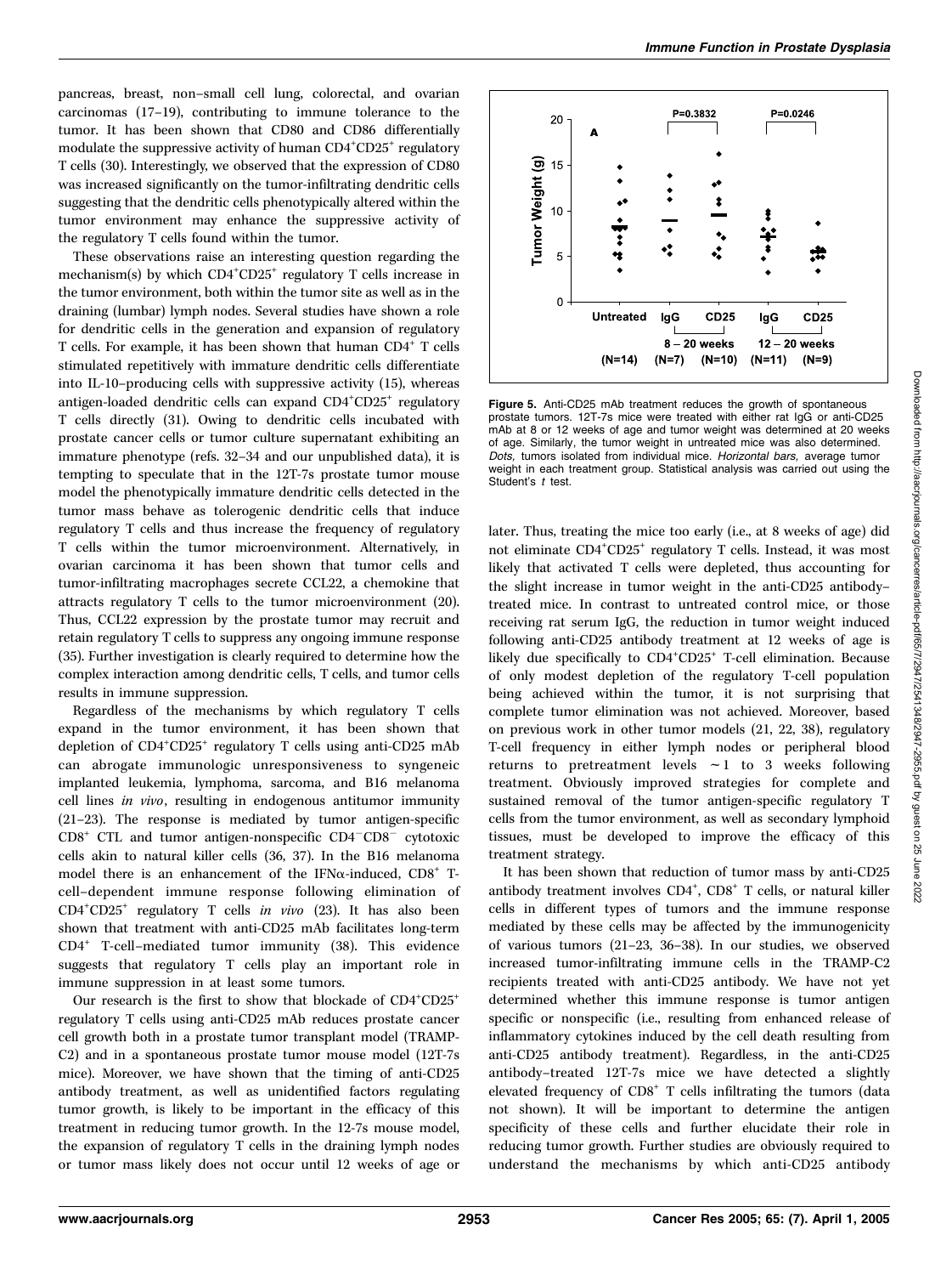pancreas, breast, non–small cell lung, colorectal, and ovarian carcinomas (17–19), contributing to immune tolerance to the tumor. It has been shown that CD80 and CD86 differentially modulate the suppressive activity of human $CD4^+CD25^+$ regulatory T cells (30). Interestingly, we observed that the expression of CD80 was increased significantly on the tumor-infiltrating dendritic cells suggesting that the dendritic cells phenotypically altered within the tumor environment may enhance the suppressive activity of the regulatory T cells found within the tumor.

These observations raise an interesting question regarding the mechanism(s) by which $CD4^+CD25^+$ regulatory T cells increase in the tumor environment, both within the tumor site as well as in the draining (lumbar) lymph nodes. Several studies have shown a role for dendritic cells in the generation and expansion of regulatory T cells. For example, it has been shown that human $CD4^+$ T cells stimulated repetitively with immature dendritic cells differentiate into IL-10–producing cells with suppressive activity (15), whereas antigen-loaded dendritic cells can expand $CD4^+CD25^+$ regulatory T cells directly (31). Owing to dendritic cells incubated with prostate cancer cells or tumor culture supernatant exhibiting an immature phenotype (refs. 32–34 and our unpublished data), it is tempting to speculate that in the 12T-7s prostate tumor mouse model the phenotypically immature dendritic cells detected in the tumor mass behave as tolerogenic dendritic cells that induce regulatory T cells and thus increase the frequency of regulatory T cells within the tumor microenvironment. Alternatively, in ovarian carcinoma it has been shown that tumor cells and tumor-infiltrating macrophages secrete CCL22, a chemokine that attracts regulatory T cells to the tumor microenvironment (20). Thus, CCL22 expression by the prostate tumor may recruit and retain regulatory T cells to suppress any ongoing immune response (35). Further investigation is clearly required to determine how the complex interaction among dendritic cells, T cells, and tumor cells results in immune suppression.

Regardless of the mechanisms by which regulatory T cells expand in the tumor environment, it has been shown that depletion of $CD4^+CD25^+$ regulatory T cells using anti-CD25 mAb can abrogate immunologic unresponsiveness to syngeneic implanted leukemia, lymphoma, sarcoma, and B16 melanoma cell lines *in vivo*, resulting in endogenous antitumor immunity (21–23). The response is mediated by tumor antigen-specific $CD8^+$ CTL and tumor antigen-nonspecific $CD4^-CD8^-$ cytotoxic cells akin to natural killer cells (36, 37). In the B16 melanoma model there is an enhancement of the IFN$\alpha$-induced, $CD8^+$ T-cell–dependent immune response following elimination of $CD4^+CD25^+$ regulatory T cells *in vivo* (23). It has also been shown that treatment with anti-CD25 mAb facilitates long-term $CD4^+$ T-cell–mediated tumor immunity (38). This evidence suggests that regulatory T cells play an important role in immune suppression in at least some tumors.

Our research is the first to show that blockade of $CD4^+CD25^+$ regulatory T cells using anti-CD25 mAb reduces prostate cancer cell growth both in a prostate tumor transplant model (TRAMP-C2) and in a spontaneous prostate tumor mouse model (12T-7s mice). Moreover, we have shown that the timing of anti-CD25 antibody treatment, as well as unidentified factors regulating tumor growth, is likely to be important in the efficacy of this treatment in reducing tumor growth. In the 12-7s mouse model, the expansion of regulatory T cells in the draining lymph nodes or tumor mass likely does not occur until 12 weeks of age or later. Thus, treating the mice too early (i.e., at 8 weeks of age) did not eliminate $CD4^+CD25^+$ regulatory T cells. Instead, it was most likely that activated T cells were depleted, thus accounting for the slight increase in tumor weight in the anti-CD25 antibody–treated mice. In contrast to untreated control mice, or those receiving rat serum IgG, the reduction in tumor weight induced following anti-CD25 antibody treatment at 12 weeks of age is likely due specifically to $CD4^+CD25^+$ T-cell elimination. Because of only modest depletion of the regulatory T-cell population being achieved within the tumor, it is not surprising that complete tumor elimination was not achieved. Moreover, based on previous work in other tumor models (21, 22, 38), regulatory T-cell frequency in either lymph nodes or peripheral blood returns to pretreatment levels ~1 to 3 weeks following treatment. Obviously improved strategies for complete and sustained removal of the tumor antigen-specific regulatory T cells from the tumor environment, as well as secondary lymphoid tissues, must be developed to improve the efficacy of this treatment strategy.

**Figure 5.** Anti-CD25 mAb treatment reduces the growth of spontaneous prostate tumors. 12T-7s mice were treated with either rat IgG or anti-CD25 mAb at 8 or 12 weeks of age and tumor weight was determined at 20 weeks of age. Similarly, the tumor weight in untreated mice was also determined. *Dots,* tumors isolated from individual mice. *Horizontal bars,* average tumor weight in each treatment group. Statistical analysis was carried out using the Student's *t* test.

It has been shown that reduction of tumor mass by anti-CD25 antibody treatment involves $CD4^+$, $CD8^+$ T cells, or natural killer cells in different types of tumors and the immune response mediated by these cells may be affected by the immunogenicity of various tumors (21–23, 36–38). In our studies, we observed increased tumor-infiltrating immune cells in the TRAMP-C2 recipients treated with anti-CD25 antibody. We have not yet determined whether this immune response is tumor antigen specific or nonspecific (i.e., resulting from enhanced release of inflammatory cytokines induced by the cell death resulting from anti-CD25 antibody treatment). Regardless, in the anti-CD25 antibody–treated 12T-7s mice we have detected a slightly elevated frequency of $CD8^+$ T cells infiltrating the tumors (data not shown). It will be important to determine the antigen specificity of these cells and further elucidate their role in reducing tumor growth. Further studies are obviously required to understand the mechanisms by which anti-CD25 antibody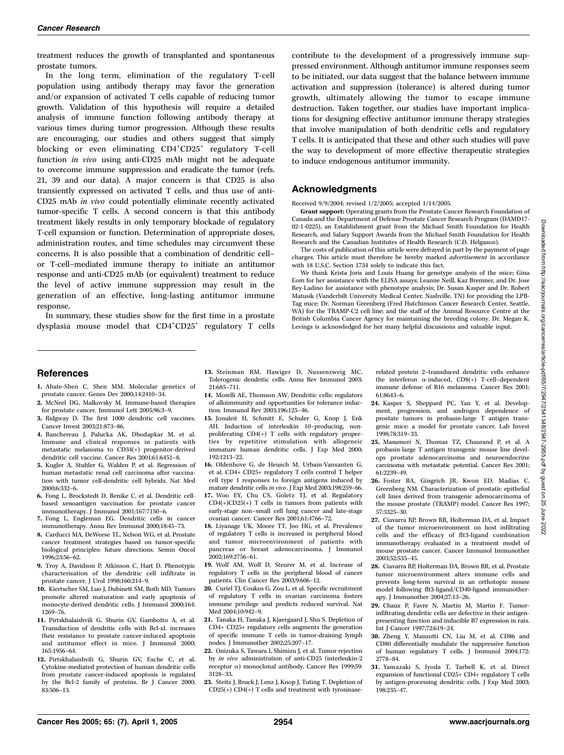treatment reduces the growth of transplanted and spontaneous prostate tumors.

In the long term, elimination of the regulatory T-cell population using antibody therapy may favor the generation and/or expansion of activated T cells capable of reducing tumor growth. Validation of this hypothesis will require a detailed analysis of immune function following antibody therapy at various times during tumor progression. Although these results are encouraging, our studies and others suggest that simply blocking or even eliminating $CD4^{+}CD25^{+}$ regulatory T-cell function *in vivo* using anti-CD25 mAb might not be adequate to overcome immune suppression and eradicate the tumor (refs. 21, 39 and our data). A major concern is that CD25 is also transiently expressed on activated T cells, and thus use of anti-CD25 mAb *in vivo* could potentially eliminate recently activated tumor-specific T cells. A second concern is that this antibody treatment likely results in only temporary blockade of regulatory T-cell expansion or function. Determination of appropriate doses, administration routes, and time schedules may circumvent these concerns. It is also possible that a combination of dendritic cell– or T-cell–mediated immune therapy to initiate an antitumor response and anti-CD25 mAb (or equivalent) treatment to reduce the level of active immune suppression may result in the generation of an effective, long-lasting antitumor immune response.

In summary, these studies show for the first time in a prostate dysplasia mouse model that $CD4^{+}CD25^{+}$ regulatory T cells contribute to the development of a progressively immune suppressed environment. Although antitumor immune responses seem to be initiated, our data suggest that the balance between immune activation and suppression (tolerance) is altered during tumor growth, ultimately allowing the tumor to escape immune destruction. Taken together, our studies have important implications for designing effective antitumor immune therapy strategies that involve manipulation of both dendritic cells and regulatory T cells. It is anticipated that these and other such studies will pave the way to development of more effective therapeutic strategies to induce endogenous antitumor immunity.

## Acknowledgments

Received 9/9/2004; revised 1/2/2005; accepted 1/14/2005.

**Grant support:** Operating grants from the Prostate Cancer Research Foundation of Canada and the Department of Defense Prostate Cancer Research Program (DAMD17-02-1-0225), an Establishment grant from the Michael Smith Foundation for Health Research, and Salary Support Awards from the Michael Smith Foundation for Health Research and the Canadian Institutes of Health Research (C.D. Helgason).

The costs of publication of this article were defrayed in part by the payment of page charges. This article must therefore be hereby marked *advertisement* in accordance with 18 U.S.C. Section 1734 solely to indicate this fact.

We thank Krista Joris and Louis Huang for genotype analysis of the mice; Gina Eom for her assistance with the ELISA assays; Leanne Neill, Kaz Bremner, and Dr. Jose Rey-Ladino for assistance with phenotype analysis; Dr. Susan Kasper and Dr. Robert Matusik (Vanderbilt University Medical Center, Nashville, TN) for providing the LPB-Tag mice; Dr. Norman Greenberg (Fred Hutchinson Cancer Research Center, Seattle, WA) for the TRAMP-C2 cell line; and the staff of the Animal Resource Centre at the British Columbia Cancer Agency for maintaining the breeding colony. Dr. Megan K. Levings is acknowledged for her many helpful discussions and valuable input.

## References

1. Abate-Shen C, Shen MM. Molecular genetics of prostate cancer. Genes Dev 2000;14:2410–34.
2. McNeel DG, Malkovsky M. Immune-based therapies for prostate cancer. Immunol Lett 2005;96:3–9.
3. Ridgway D. The first 1000 dendritic cell vaccines. Cancer Invest 2003;21:873–86.
4. Banchereau J, Palucka AK, Dhodapkar M, et al. Immune and clinical responses in patients with metastatic melanoma to CD34(+) progenitor-derived dendritic cell vaccine. Cancer Res 2001;61:6451–8.
5. Kugler A, Stuhler G, Walden P, et al. Regression of human metastatic renal cell carcinoma after vaccination with tumor cell-dendritic cell hybrids. Nat Med 2000;6:332–6.
6. Fong L, Brockstedt D, Benike C, et al. Dendritic cell-based xenoantigen vaccination for prostate cancer immunotherapy. J Immunol 2001;167:7150–6.
7. Fong L, Engleman EG. Dendritic cells in cancer immunotherapy. Annu Rev Immunol 2000;18:45–73.
8. Carducci MA, DeWeese TL, Nelson WG, et al. Prostate cancer treatment strategies based on tumor-specific biological principles: future directions. Semin Oncol 1996;23:56–62.
9. Troy A, Davidson P, Atkinson C, Hart D. Phenotypic characterisation of the dendritic cell infiltrate in prostate cancer. J Urol 1998;160:214–9.
10. Kiertscher SM, Luo J, Dubinett SM, Roth MD. Tumors promote altered maturation and early apoptosis of monocyte-derived dendritic cells. J Immunol 2000;164:1269–76.
11. Pirtskhalaishvili G, Shurin GV, Gambotto A, et al. Transduction of dendritic cells with Bcl-xL increases their resistance to prostate cancer-induced apoptosis and antitumor effect in mice. J Immunol 2000;165:1956–64.
12. Pirtskhalaishvili G, Shurin GV, Esche C, et al. Cytokine-mediated protection of human dendritic cells from prostate cancer-induced apoptosis is regulated by the Bcl-2 family of proteins. Br J Cancer 2000;83:506–13.
13. Steinman RM, Hawiger D, Nussenzweig MC. Tolerogenic dendritic cells. Annu Rev Immunol 2003;21:685–711.
14. Morelli AE, Thomson AW. Dendritic cells: regulators of alloimmunity and opportunities for tolerance induction. Immunol Rev 2003;196:125–46.
15. Jonuleit H, Schmitt E, Schuler G, Knop J, Enk AH. Induction of interleukin 10–producing, nonproliferating CD4(+) T cells with regulatory properties by repetitive stimulation with allogeneic immature human dendritic cells. J Exp Med 2000;192:1213–22.
16. Oldenhove G, de Heusch M, Urbain-Vansanten G, et al. CD4+ CD25+ regulatory T cells control T helper cell type 1 responses to foreign antigens induced by mature dendritic cells *in vivo*. J Exp Med 2003;198:259–66.
17. Woo EY, Chu CS, Goletz TJ, et al. Regulatory CD4(+)CD25(+) T cells in tumors from patients with early-stage non–small cell lung cancer and late-stage ovarian cancer. Cancer Res 2001;61:4766–72.
18. Liyanage UK, Moore TT, Joo HG, et al. Prevalence of regulatory T cells is increased in peripheral blood and tumor microenvironment of patients with pancreas or breast adenocarcinoma. J Immunol 2002;169:2756–61.
19. Wolf AM, Wolf D, Steurer M, et al. Increase of regulatory T cells in the peripheral blood of cancer patients. Clin Cancer Res 2003;9:606–12.
20. Curiel TJ, Coukos G, Zou L, et al. Specific recruitment of regulatory T cells in ovarian carcinoma fosters immune privilege and predicts reduced survival. Nat Med 2004;10:942–9.
21. Tanaka H, Tanaka J, Kjaergaard J, Shu S. Depletion of CD4+ CD25+ regulatory cells augments the generation of specific immune T cells in tumor-draining lymph nodes. J Immunother 2002;25:207–17.
22. Onizuka S, Tawara I, Shimizu J, et al. Tumor rejection by *in vivo* administration of anti-CD25 (interleukin-2 receptor α) monoclonal antibody. Cancer Res 1999;59:3128–33.
23. Steitz J, Bruck J, Lenz J, Knop J, Tuting T. Depletion of CD25(+) CD4(+) T cells and treatment with tyrosinase-related protein 2–transduced dendritic cells enhance the interferon α-induced, CD8(+) T-cell–dependent immune defense of B16 melanoma. Cancer Res 2001;61:8643–6.
24. Kasper S, Sheppard PC, Yan Y, et al. Development, progression, and androgen dependence of prostate tumors in probasin-large T antigen transgenic mice: a model for prostate cancer. Lab Invest 1998;78:319–33.
25. Masumori N, Thomas TZ, Chaurand P, et al. A probasin-large T antigen transgenic mouse line develops prostate adenocarcinoma and neuroendocrine carcinoma with metastatic potential. Cancer Res 2001;61:2239–49.
26. Foster BA, Gingrich JR, Kwon ED, Madias C, Greenberg NM. Characterization of prostatic epithelial cell lines derived from transgenic adenocarcinoma of the mouse prostate (TRAMP) model. Cancer Res 1997;57:3325–30.
27. Ciavarra RP, Brown RR, Holterman DA, et al. Impact of the tumor microenvironment on host infiltrating cells and the efficacy of flt3-ligand combination immunotherapy evaluated in a treatment model of mouse prostate cancer. Cancer Immunol Immunother 2003;52:535–45.
28. Ciavarra RP, Holterman DA, Brown RR, et al. Prostate tumor microenvironment alters immune cells and prevents long-term survival in an orthotopic mouse model following flt3-ligand/CD40-ligand immunotherapy. J Immunother 2004;27:13–26.
29. Chaux P, Favre N, Martin M, Martin F. Tumor-infiltrating dendritic cells are defective in their antigen-presenting function and inducible B7 expression in rats. Int J Cancer 1997;72:619–24.
30. Zheng Y, Manzotti CN, Liu M, et al. CD86 and CD80 differentially modulate the suppressive function of human regulatory T cells. J Immunol 2004;172:2778–84.
31. Yamazaki S, Iyoda T, Tarbell K, et al. Direct expansion of functional CD25+ CD4+ regulatory T cells by antigen-processing dendritic cells. J Exp Med 2003;198:235–47.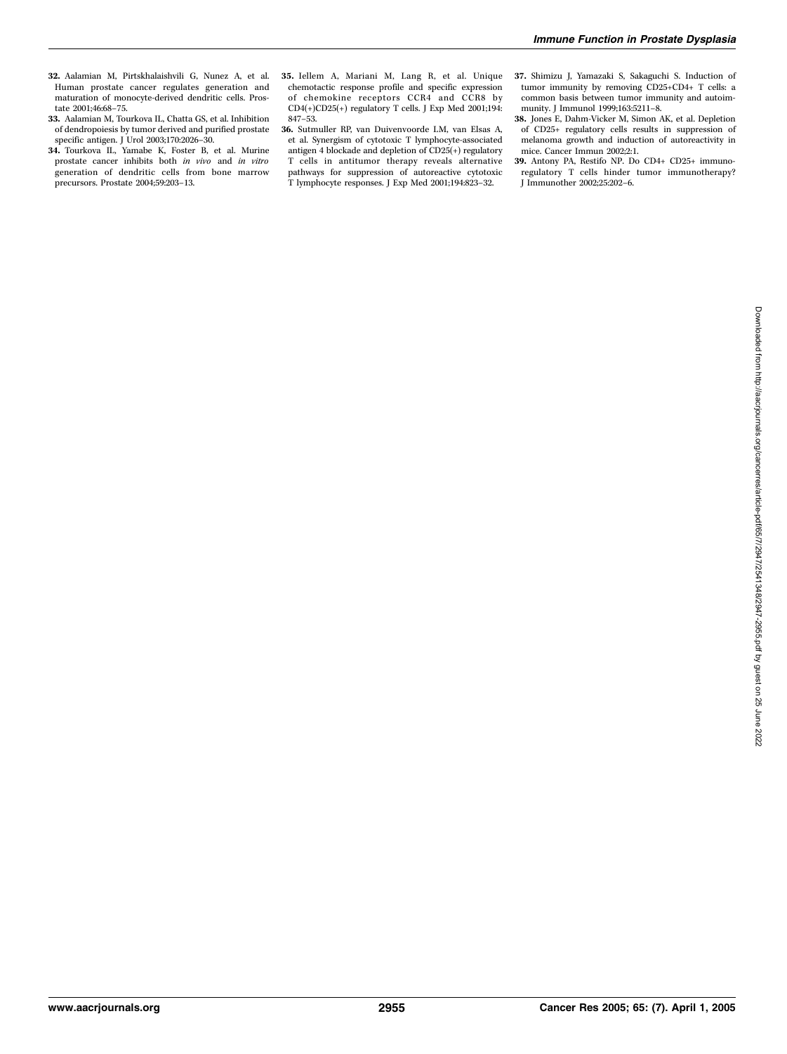32. Aalamian M, Pirtskhalaishvili G, Nunez A, et al. Human prostate cancer regulates generation and maturation of monocyte-derived dendritic cells. Prostate 2001;46:68–75.

33. Aalamian M, Tourkova IL, Chatta GS, et al. Inhibition of dendropoiesis by tumor derived and purified prostate specific antigen. J Urol 2003;170:2026–30.

34. Tourkova IL, Yamabe K, Foster B, et al. Murine prostate cancer inhibits both *in vivo* and *in vitro* generation of dendritic cells from bone marrow precursors. Prostate 2004;59:203–13.

35. Iellem A, Mariani M, Lang R, et al. Unique chemotactic response profile and specific expression of chemokine receptors CCR4 and CCR8 by CD4(+)CD25(+) regulatory T cells. J Exp Med 2001;194:847–53.

36. Sutmuller RP, van Duivenvoorde LM, van Elsas A, et al. Synergism of cytotoxic T lymphocyte-associated antigen 4 blockade and depletion of CD25(+) regulatory T cells in antitumor therapy reveals alternative pathways for suppression of autoreactive cytotoxic T lymphocyte responses. J Exp Med 2001;194:823–32.

37. Shimizu J, Yamazaki S, Sakaguchi S. Induction of tumor immunity by removing CD25+CD4+ T cells: a common basis between tumor immunity and autoimmunity. J Immunol 1999;163:5211–8.

38. Jones E, Dahm-Vicker M, Simon AK, et al. Depletion of CD25+ regulatory cells results in suppression of melanoma growth and induction of autoreactivity in mice. Cancer Immun 2002;2:1.

39. Antony PA, Restifo NP. Do CD4+ CD25+ immunoregulatory T cells hinder tumor immunotherapy? J Immunother 2002;25:202–6.